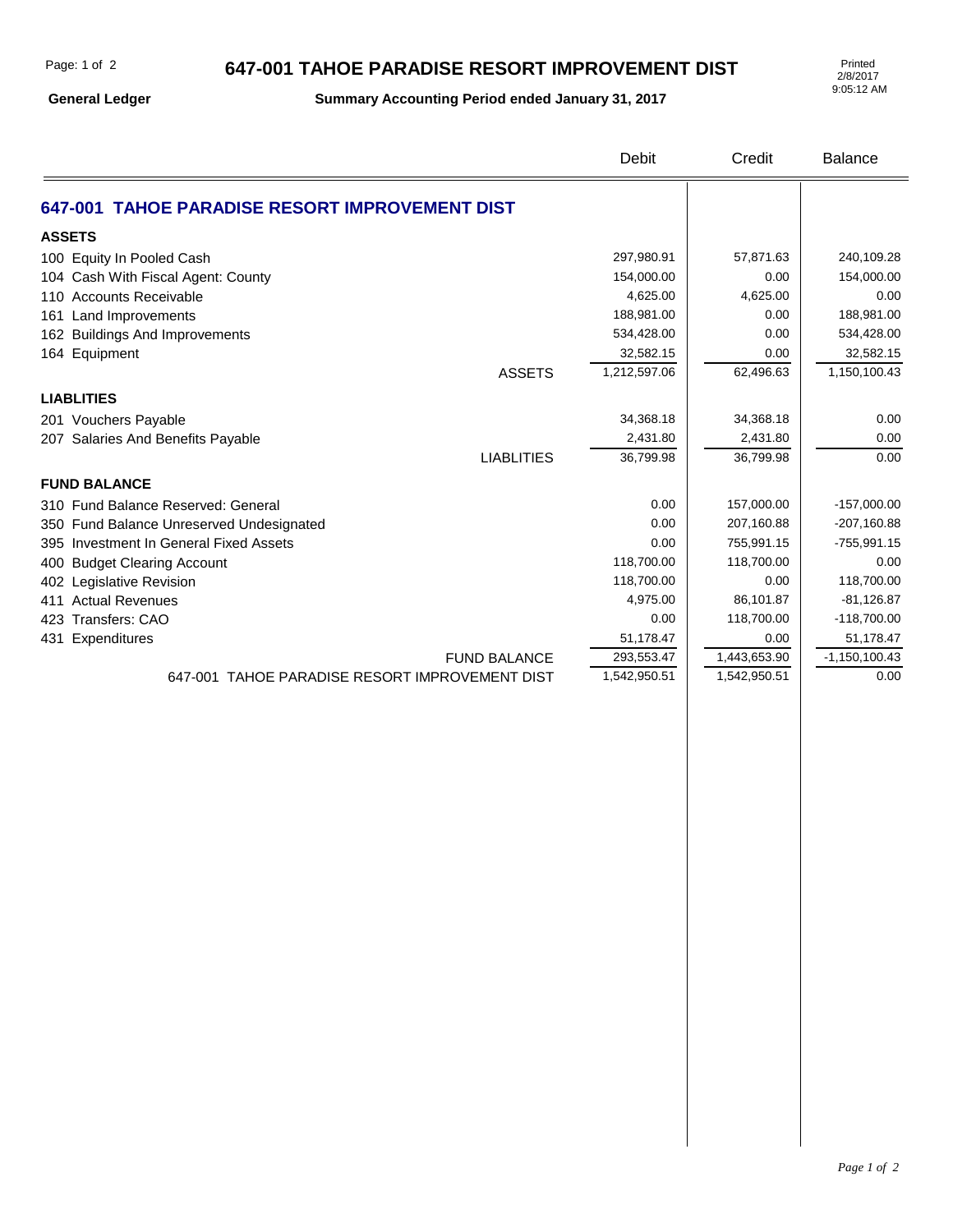# 647-001 TAHOE PARADISE RESORT IMPROVEMENT DIST

**General Ledger** — **Summary Accounting Period ended January 31, 2017**

Printed 2/8/2017 9:05:12 AM

| | Debit | Credit | Balance |
|---|---|---|---|
| **647-001 TAHOE PARADISE RESORT IMPROVEMENT DIST** | | | |
| **ASSETS** | | | |
| 100 Equity In Pooled Cash | 297,980.91 | 57,871.63 | 240,109.28 |
| 104 Cash With Fiscal Agent: County | 154,000.00 | 0.00 | 154,000.00 |
| 110 Accounts Receivable | 4,625.00 | 4,625.00 | 0.00 |
| 161 Land Improvements | 188,981.00 | 0.00 | 188,981.00 |
| 162 Buildings And Improvements | 534,428.00 | 0.00 | 534,428.00 |
| 164 Equipment | 32,582.15 | 0.00 | 32,582.15 |
| ASSETS | 1,212,597.06 | 62,496.63 | 1,150,100.43 |
| **LIABLITIES** | | | |
| 201 Vouchers Payable | 34,368.18 | 34,368.18 | 0.00 |
| 207 Salaries And Benefits Payable | 2,431.80 | 2,431.80 | 0.00 |
| LIABLITIES | 36,799.98 | 36,799.98 | 0.00 |
| **FUND BALANCE** | | | |
| 310 Fund Balance Reserved: General | 0.00 | 157,000.00 | -157,000.00 |
| 350 Fund Balance Unreserved Undesignated | 0.00 | 207,160.88 | -207,160.88 |
| 395 Investment In General Fixed Assets | 0.00 | 755,991.15 | -755,991.15 |
| 400 Budget Clearing Account | 118,700.00 | 118,700.00 | 0.00 |
| 402 Legislative Revision | 118,700.00 | 0.00 | 118,700.00 |
| 411 Actual Revenues | 4,975.00 | 86,101.87 | -81,126.87 |
| 423 Transfers: CAO | 0.00 | 118,700.00 | -118,700.00 |
| 431 Expenditures | 51,178.47 | 0.00 | 51,178.47 |
| FUND BALANCE | 293,553.47 | 1,443,653.90 | -1,150,100.43 |
| 647-001 TAHOE PARADISE RESORT IMPROVEMENT DIST | 1,542,950.51 | 1,542,950.51 | 0.00 |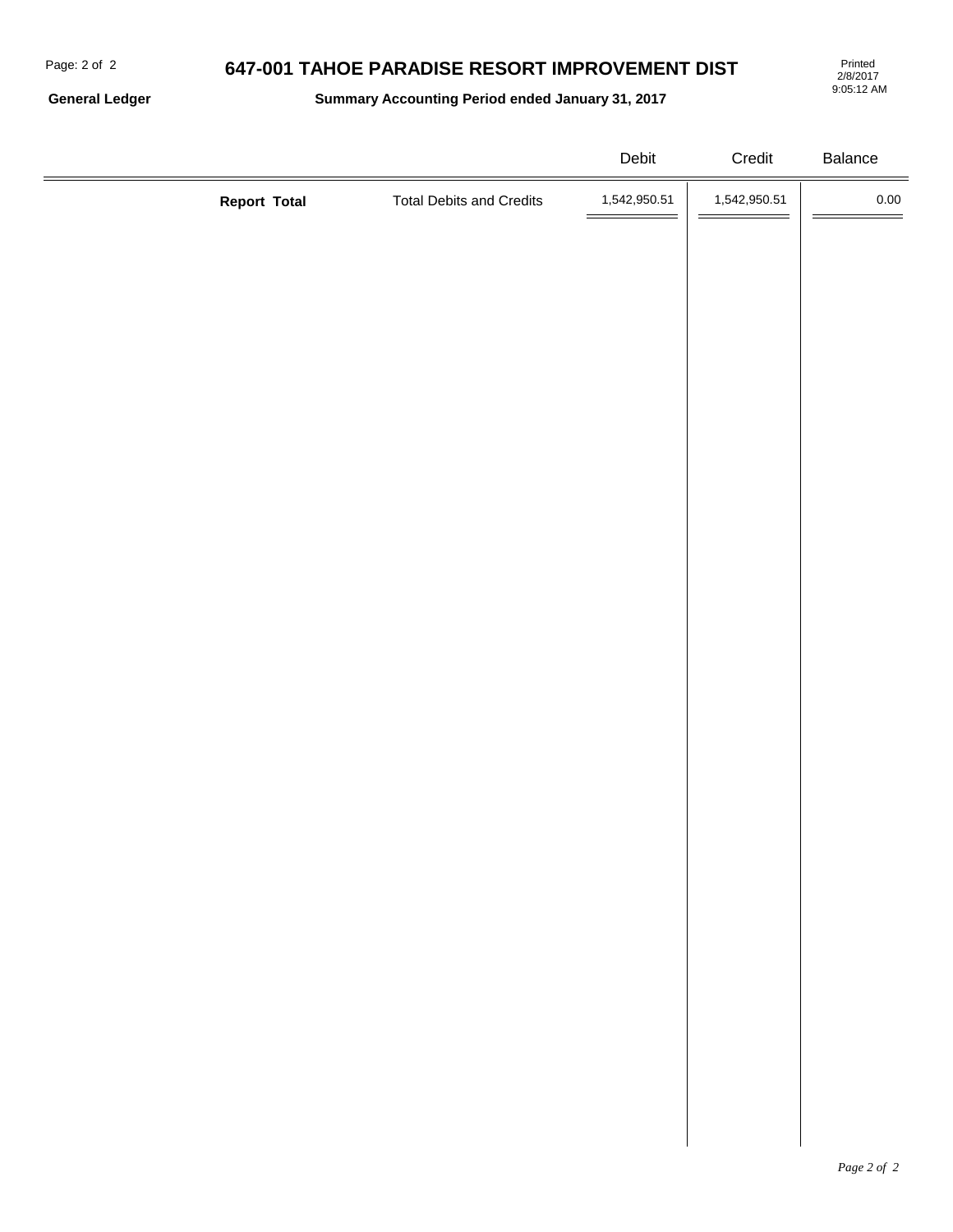# 647-001 TAHOE PARADISE RESORT IMPROVEMENT DIST

**General Ledger**

**Summary Accounting Period ended January 31, 2017**

Printed 2/8/2017 9:05:12 AM

| | | Debit | Credit | Balance |
|---|---|---|---|---|
| **Report Total** | Total Debits and Credits | 1,542,950.51 | 1,542,950.51 | 0.00 |